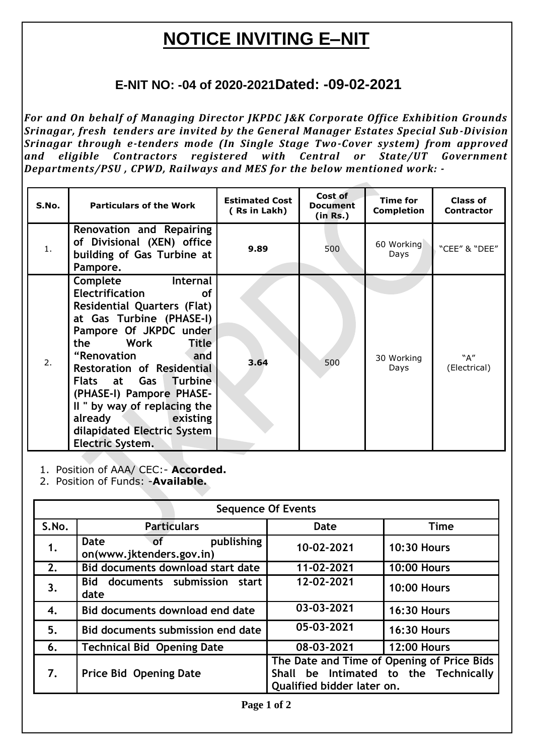# NOTICE INVITING E–NIT

## E-NIT NO: -04 of 2020-2021Dated: -09-02-2021

***For and On behalf of Managing Director JKPDC J&K Corporate Office Exhibition Grounds Srinagar, fresh tenders are invited by the General Manager Estates Special Sub-Division Srinagar through e-tenders mode (In Single Stage Two-Cover system) from approved and eligible Contractors registered with Central or State/UT Government Departments/PSU , CPWD, Railways and MES for the below mentioned work: -***

| S.No. | Particulars of the Work | Estimated Cost ( Rs in Lakh) | Cost of Document (in Rs.) | Time for Completion | Class of Contractor |
|---|---|---|---|---|---|
| 1. | **Renovation and Repairing of Divisional (XEN) office building of Gas Turbine at Pampore.** | **9.89** | 500 | 60 Working Days | "CEE" & "DEE" |
| 2. | **Complete Internal Electrification of Residential Quarters (Flat) at Gas Turbine (PHASE-I) Pampore Of JKPDC under the Work Title "Renovation and Restoration of Residential Flats at Gas Turbine (PHASE-I) Pampore PHASE-II " by way of replacing the already existing dilapidated Electric System Electric System.** | **3.64** | 500 | 30 Working Days | "A" (Electrical) |

1. Position of AAA/ CEC:- **Accorded.**
2. Position of Funds: -**Available.**

| Sequence Of Events | | | |
|---|---|---|---|
| **S.No.** | **Particulars** | **Date** | **Time** |
| **1.** | **Date of publishing on(www.jktenders.gov.in)** | **10-02-2021** | **10:30 Hours** |
| **2.** | **Bid documents download start date** | **11-02-2021** | **10:00 Hours** |
| **3.** | **Bid documents submission start date** | **12-02-2021** | **10:00 Hours** |
| **4.** | **Bid documents download end date** | **03-03-2021** | **16:30 Hours** |
| **5.** | **Bid documents submission end date** | **05-03-2021** | **16:30 Hours** |
| **6.** | **Technical Bid Opening Date** | **08-03-2021** | **12:00 Hours** |
| **7.** | **Price Bid Opening Date** | **The Date and Time of Opening of Price Bids Shall be Intimated to the Technically Qualified bidder later on.** | |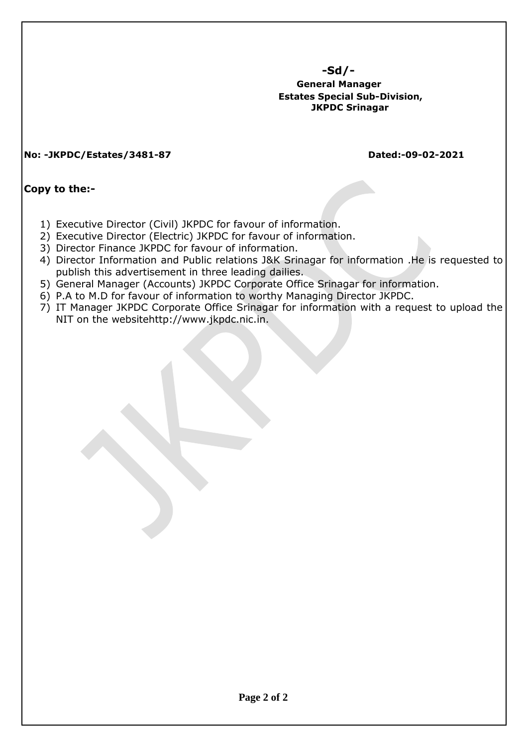**-Sd/-**

**General Manager**
**Estates Special Sub-Division,**
**JKPDC Srinagar**

**No: -JKPDC/Estates/3481-87** **Dated:-09-02-2021**

**Copy to the:-**

1) Executive Director (Civil) JKPDC for favour of information.
2) Executive Director (Electric) JKPDC for favour of information.
3) Director Finance JKPDC for favour of information.
4) Director Information and Public relations J&K Srinagar for information .He is requested to publish this advertisement in three leading dailies.
5) General Manager (Accounts) JKPDC Corporate Office Srinagar for information.
6) P.A to M.D for favour of information to worthy Managing Director JKPDC.
7) IT Manager JKPDC Corporate Office Srinagar for information with a request to upload the NIT on the websitehttp://www.jkpdc.nic.in.